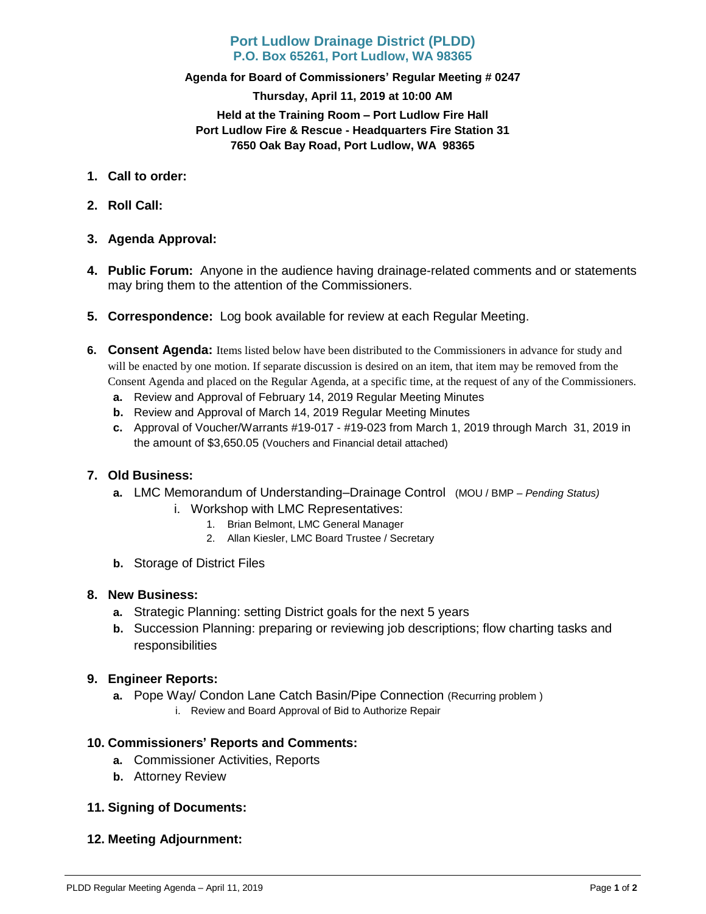# Port Ludlow Drainage District (PLDD)
## P.O. Box 65261, Port Ludlow, WA 98365

**Agenda for Board of Commissioners' Regular Meeting # 0247**

**Thursday, April 11, 2019 at 10:00 AM**

**Held at the Training Room – Port Ludlow Fire Hall**
**Port Ludlow Fire & Rescue - Headquarters Fire Station 31**
**7650 Oak Bay Road, Port Ludlow, WA 98365**

1. **Call to order:**

2. **Roll Call:**

3. **Agenda Approval:**

4. **Public Forum:** Anyone in the audience having drainage-related comments and or statements may bring them to the attention of the Commissioners.

5. **Correspondence:** Log book available for review at each Regular Meeting.

6. **Consent Agenda:** Items listed below have been distributed to the Commissioners in advance for study and will be enacted by one motion. If separate discussion is desired on an item, that item may be removed from the Consent Agenda and placed on the Regular Agenda, at a specific time, at the request of any of the Commissioners.
   - **a.** Review and Approval of February 14, 2019 Regular Meeting Minutes
   - **b.** Review and Approval of March 14, 2019 Regular Meeting Minutes
   - **c.** Approval of Voucher/Warrants #19-017 - #19-023 from March 1, 2019 through March 31, 2019 in the amount of $3,650.05 (Vouchers and Financial detail attached)

7. **Old Business:**
   - **a.** LMC Memorandum of Understanding–Drainage Control (MOU / BMP – *Pending Status)*
     - i. Workshop with LMC Representatives:
       1. Brian Belmont, LMC General Manager
       2. Allan Kiesler, LMC Board Trustee / Secretary
   - **b.** Storage of District Files

8. **New Business:**
   - **a.** Strategic Planning: setting District goals for the next 5 years
   - **b.** Succession Planning: preparing or reviewing job descriptions; flow charting tasks and responsibilities

9. **Engineer Reports:**
   - **a.** Pope Way/ Condon Lane Catch Basin/Pipe Connection (Recurring problem )
     - i. Review and Board Approval of Bid to Authorize Repair

10. **Commissioners' Reports and Comments:**
    - **a.** Commissioner Activities, Reports
    - **b.** Attorney Review

11. **Signing of Documents:**

12. **Meeting Adjournment:**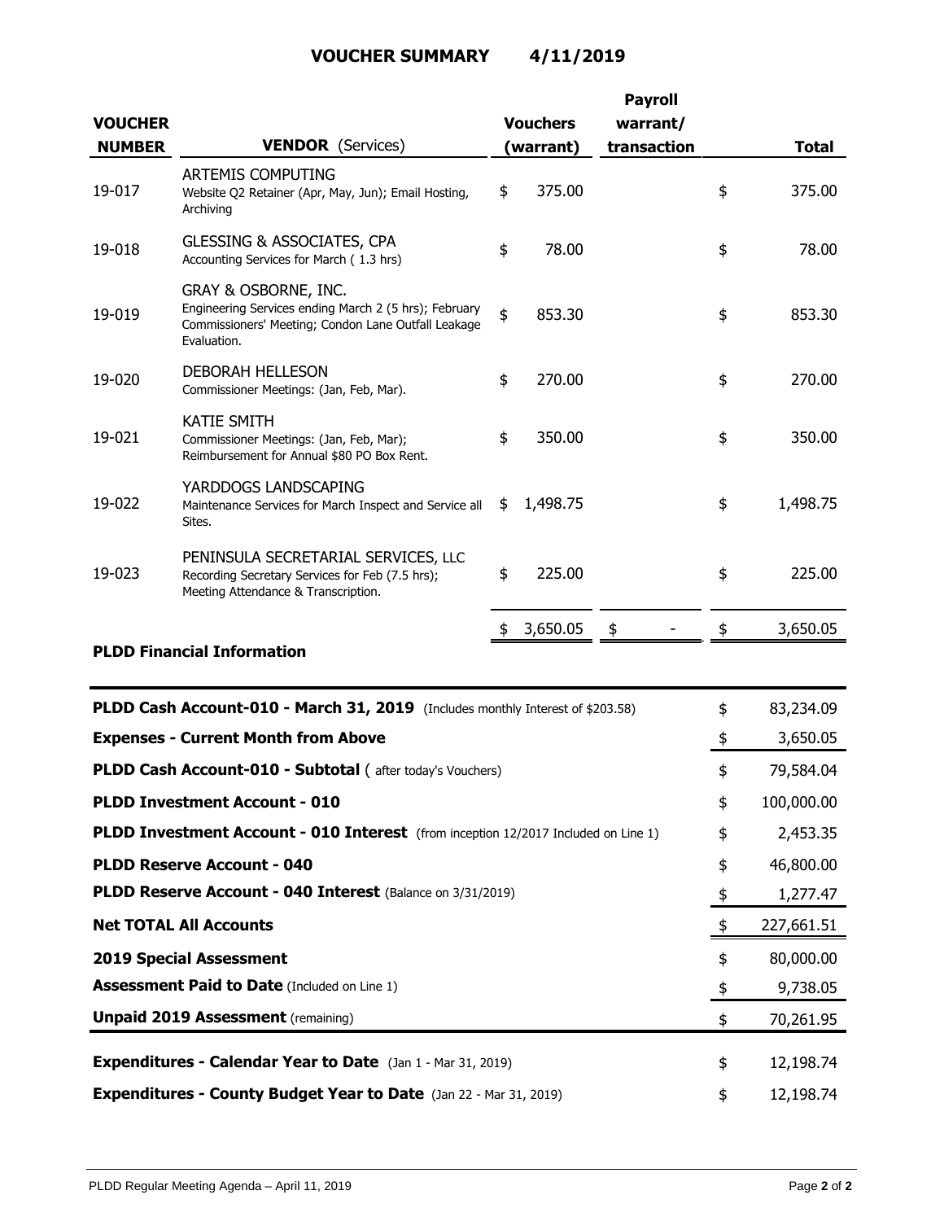# VOUCHER SUMMARY 4/11/2019

| VOUCHER NUMBER | VENDOR (Services) | Vouchers (warrant) | Payroll warrant/ transaction | Total |
|---|---|---|---|---|
| 19-017 | ARTEMIS COMPUTING<br>Website Q2 Retainer (Apr, May, Jun); Email Hosting, Archiving | $ 375.00 | | $ 375.00 |
| 19-018 | GLESSING & ASSOCIATES, CPA<br>Accounting Services for March ( 1.3 hrs) | $ 78.00 | | $ 78.00 |
| 19-019 | GRAY & OSBORNE, INC.<br>Engineering Services ending March 2 (5 hrs); February Commissioners' Meeting; Condon Lane Outfall Leakage Evaluation. | $ 853.30 | | $ 853.30 |
| 19-020 | DEBORAH HELLESON<br>Commissioner Meetings: (Jan, Feb, Mar). | $ 270.00 | | $ 270.00 |
| 19-021 | KATIE SMITH<br>Commissioner Meetings: (Jan, Feb, Mar); Reimbursement for Annual $80 PO Box Rent. | $ 350.00 | | $ 350.00 |
| 19-022 | YARDDOGS LANDSCAPING<br>Maintenance Services for March Inspect and Service all Sites. | $ 1,498.75 | | $ 1,498.75 |
| 19-023 | PENINSULA SECRETARIAL SERVICES, LLC<br>Recording Secretary Services for Feb (7.5 hrs); Meeting Attendance & Transcription. | $ 225.00 | | $ 225.00 |
| | | $ 3,650.05 | $ - | $ 3,650.05 |

**PLDD Financial Information**

| | |
|---|---|
| **PLDD Cash Account-010 - March 31, 2019** (Includes monthly Interest of $203.58) | $ 83,234.09 |
| **Expenses - Current Month from Above** | $ 3,650.05 |
| **PLDD Cash Account-010 - Subtotal** ( after today's Vouchers) | $ 79,584.04 |
| **PLDD Investment Account - 010** | $ 100,000.00 |
| **PLDD Investment Account - 010 Interest** (from inception 12/2017 Included on Line 1) | $ 2,453.35 |
| **PLDD Reserve Account - 040** | $ 46,800.00 |
| **PLDD Reserve Account - 040 Interest** (Balance on 3/31/2019) | $ 1,277.47 |
| **Net TOTAL All Accounts** | $ 227,661.51 |
| **2019 Special Assessment** | $ 80,000.00 |
| **Assessment Paid to Date** (Included on Line 1) | $ 9,738.05 |
| **Unpaid 2019 Assessment** (remaining) | $ 70,261.95 |
| **Expenditures - Calendar Year to Date** (Jan 1 - Mar 31, 2019) | $ 12,198.74 |
| **Expenditures - County Budget Year to Date** (Jan 22 - Mar 31, 2019) | $ 12,198.74 |